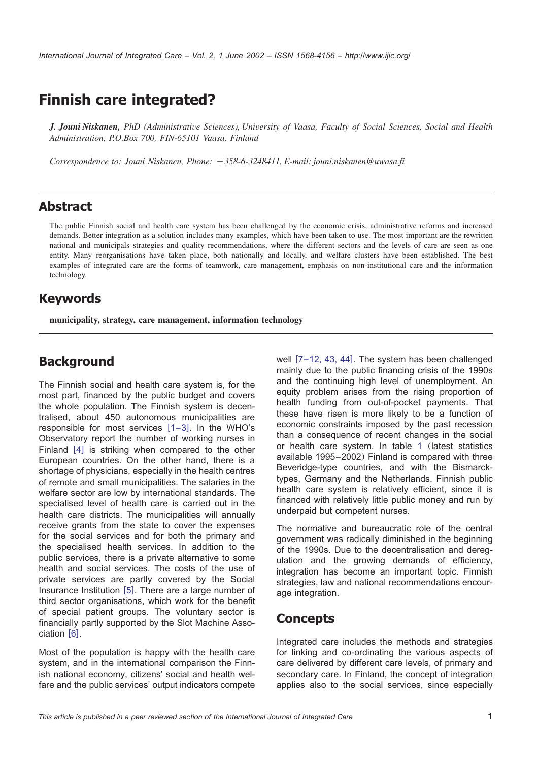# Finnish care integrated?

***J. Jouni Niskanen,*** *PhD (Administrative Sciences), University of Vaasa, Faculty of Social Sciences, Social and Health Administration, P.O.Box 700, FIN-65101 Vaasa, Finland*

*Correspondence to: Jouni Niskanen, Phone: +358-6-3248411, E-mail: jouni.niskanen@uwasa.fi*

## Abstract

The public Finnish social and health care system has been challenged by the economic crisis, administrative reforms and increased demands. Better integration as a solution includes many examples, which have been taken to use. The most important are the rewritten national and municipals strategies and quality recommendations, where the different sectors and the levels of care are seen as one entity. Many reorganisations have taken place, both nationally and locally, and welfare clusters have been established. The best examples of integrated care are the forms of teamwork, care management, emphasis on non-institutional care and the information technology.

## Keywords

**municipality, strategy, care management, information technology**

## Background

The Finnish social and health care system is, for the most part, financed by the public budget and covers the whole population. The Finnish system is decentralised, about 450 autonomous municipalities are responsible for most services [1–3]. In the WHO's Observatory report the number of working nurses in Finland [4] is striking when compared to the other European countries. On the other hand, there is a shortage of physicians, especially in the health centres of remote and small municipalities. The salaries in the welfare sector are low by international standards. The specialised level of health care is carried out in the health care districts. The municipalities will annually receive grants from the state to cover the expenses for the social services and for both the primary and the specialised health services. In addition to the public services, there is a private alternative to some health and social services. The costs of the use of private services are partly covered by the Social Insurance Institution [5]. There are a large number of third sector organisations, which work for the benefit of special patient groups. The voluntary sector is financially partly supported by the Slot Machine Association [6].

Most of the population is happy with the health care system, and in the international comparison the Finnish national economy, citizens' social and health welfare and the public services' output indicators compete well [7–12, 43, 44]. The system has been challenged mainly due to the public financing crisis of the 1990s and the continuing high level of unemployment. An equity problem arises from the rising proportion of health funding from out-of-pocket payments. That these have risen is more likely to be a function of economic constraints imposed by the past recession than a consequence of recent changes in the social or health care system. In table 1 (latest statistics available 1995–2002) Finland is compared with three Beveridge-type countries, and with the Bismarck-types, Germany and the Netherlands. Finnish public health care system is relatively efficient, since it is financed with relatively little public money and run by underpaid but competent nurses.

The normative and bureaucratic role of the central government was radically diminished in the beginning of the 1990s. Due to the decentralisation and deregulation and the growing demands of efficiency, integration has become an important topic. Finnish strategies, law and national recommendations encourage integration.

## Concepts

Integrated care includes the methods and strategies for linking and co-ordinating the various aspects of care delivered by different care levels, of primary and secondary care. In Finland, the concept of integration applies also to the social services, since especially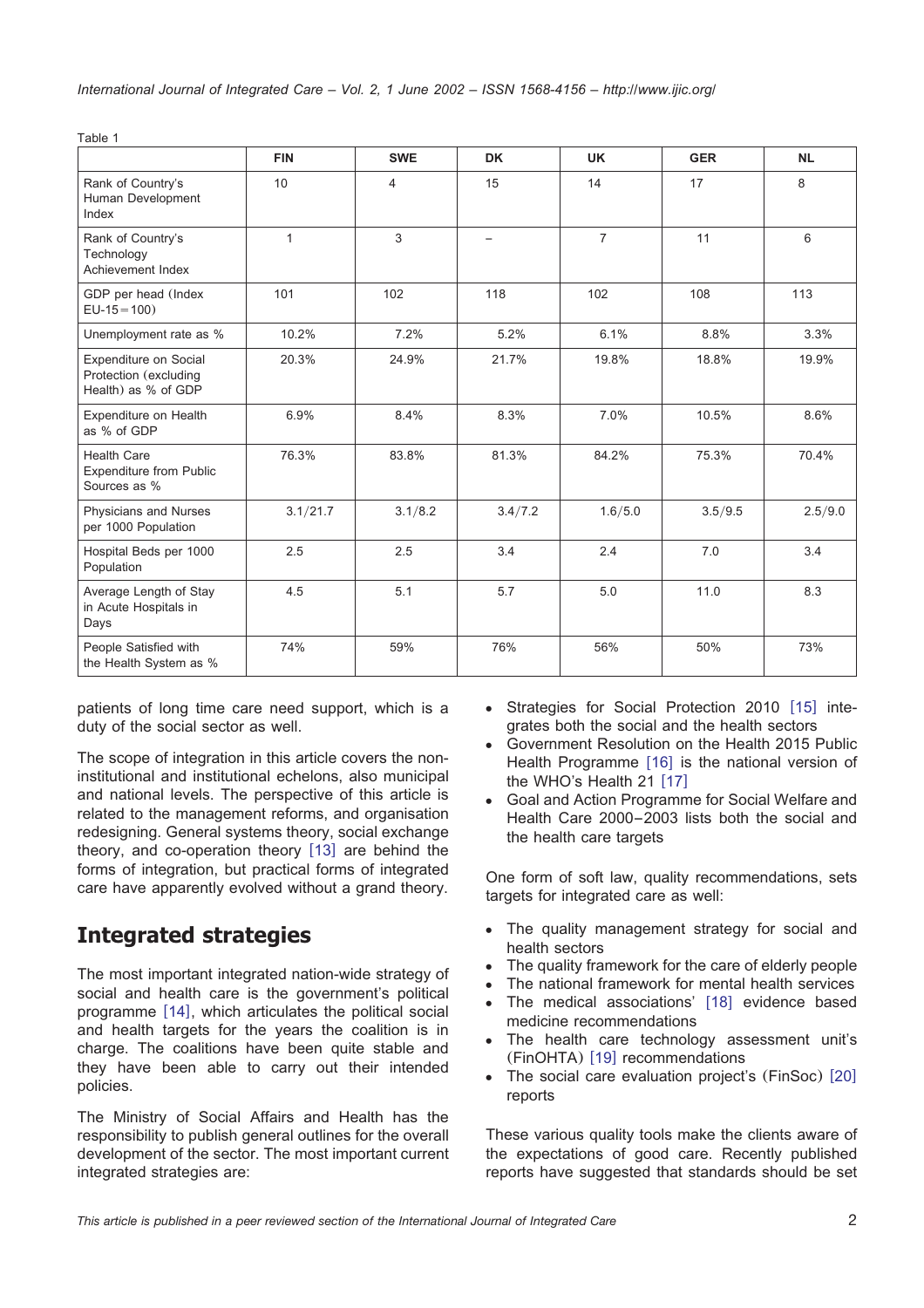Table 1

| | FIN | SWE | DK | UK | GER | NL |
|---|---|---|---|---|---|---|
| Rank of Country's Human Development Index | 10 | 4 | 15 | 14 | 17 | 8 |
| Rank of Country's Technology Achievement Index | 1 | 3 | – | 7 | 11 | 6 |
| GDP per head (Index EU-15 = 100) | 101 | 102 | 118 | 102 | 108 | 113 |
| Unemployment rate as % | 10.2% | 7.2% | 5.2% | 6.1% | 8.8% | 3.3% |
| Expenditure on Social Protection (excluding Health) as % of GDP | 20.3% | 24.9% | 21.7% | 19.8% | 18.8% | 19.9% |
| Expenditure on Health as % of GDP | 6.9% | 8.4% | 8.3% | 7.0% | 10.5% | 8.6% |
| Health Care Expenditure from Public Sources as % | 76.3% | 83.8% | 81.3% | 84.2% | 75.3% | 70.4% |
| Physicians and Nurses per 1000 Population | 3.1/21.7 | 3.1/8.2 | 3.4/7.2 | 1.6/5.0 | 3.5/9.5 | 2.5/9.0 |
| Hospital Beds per 1000 Population | 2.5 | 2.5 | 3.4 | 2.4 | 7.0 | 3.4 |
| Average Length of Stay in Acute Hospitals in Days | 4.5 | 5.1 | 5.7 | 5.0 | 11.0 | 8.3 |
| People Satisfied with the Health System as % | 74% | 59% | 76% | 56% | 50% | 73% |

patients of long time care need support, which is a duty of the social sector as well.

The scope of integration in this article covers the non-institutional and institutional echelons, also municipal and national levels. The perspective of this article is related to the management reforms, and organisation redesigning. General systems theory, social exchange theory, and co-operation theory [13] are behind the forms of integration, but practical forms of integrated care have apparently evolved without a grand theory.

## Integrated strategies

The most important integrated nation-wide strategy of social and health care is the government's political programme [14], which articulates the political social and health targets for the years the coalition is in charge. The coalitions have been quite stable and they have been able to carry out their intended policies.

The Ministry of Social Affairs and Health has the responsibility to publish general outlines for the overall development of the sector. The most important current integrated strategies are:

- Strategies for Social Protection 2010 [15] integrates both the social and the health sectors
- Government Resolution on the Health 2015 Public Health Programme [16] is the national version of the WHO's Health 21 [17]
- Goal and Action Programme for Social Welfare and Health Care 2000–2003 lists both the social and the health care targets

One form of soft law, quality recommendations, sets targets for integrated care as well:

- The quality management strategy for social and health sectors
- The quality framework for the care of elderly people
- The national framework for mental health services
- The medical associations' [18] evidence based medicine recommendations
- The health care technology assessment unit's (FinOHTA) [19] recommendations
- The social care evaluation project's (FinSoc) [20] reports

These various quality tools make the clients aware of the expectations of good care. Recently published reports have suggested that standards should be set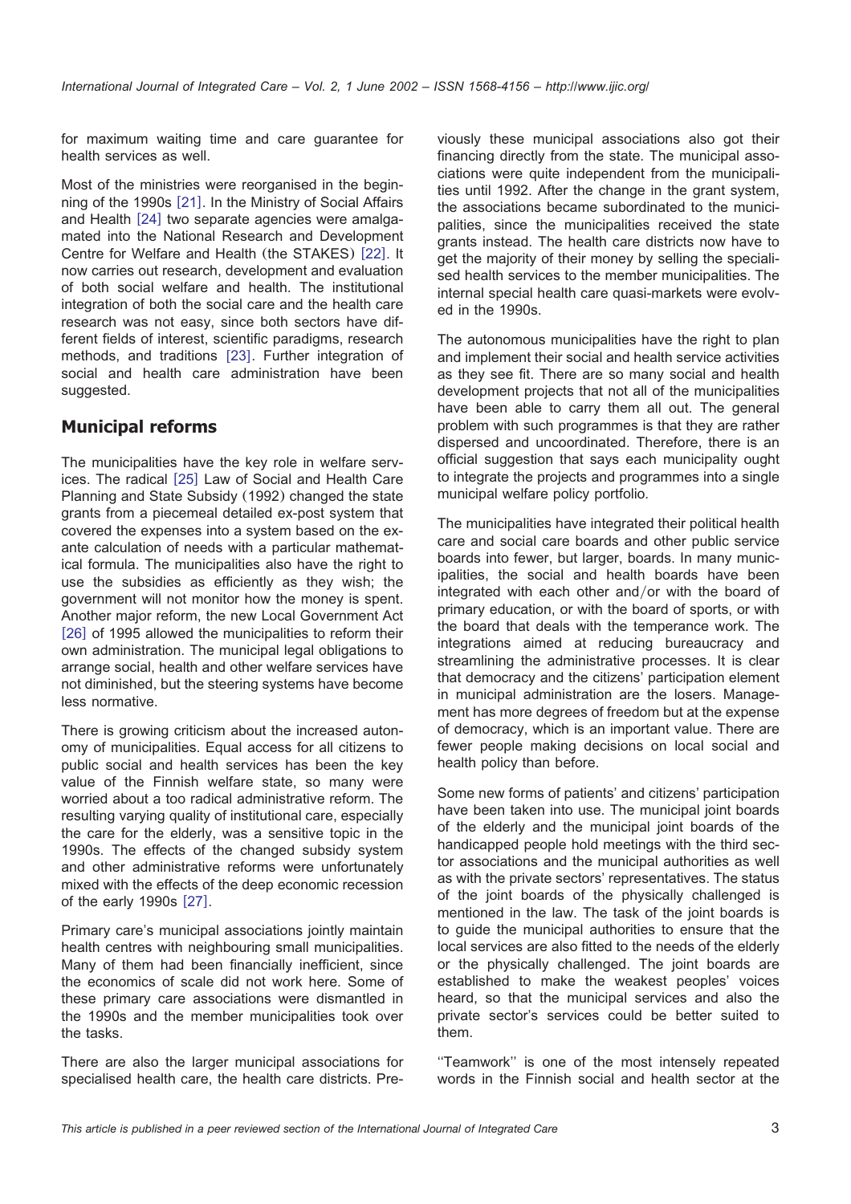for maximum waiting time and care guarantee for health services as well.

Most of the ministries were reorganised in the beginning of the 1990s [21]. In the Ministry of Social Affairs and Health [24] two separate agencies were amalgamated into the National Research and Development Centre for Welfare and Health (the STAKES) [22]. It now carries out research, development and evaluation of both social welfare and health. The institutional integration of both the social care and the health care research was not easy, since both sectors have different fields of interest, scientific paradigms, research methods, and traditions [23]. Further integration of social and health care administration have been suggested.

## Municipal reforms

The municipalities have the key role in welfare services. The radical [25] Law of Social and Health Care Planning and State Subsidy (1992) changed the state grants from a piecemeal detailed ex-post system that covered the expenses into a system based on the ex-ante calculation of needs with a particular mathematical formula. The municipalities also have the right to use the subsidies as efficiently as they wish; the government will not monitor how the money is spent. Another major reform, the new Local Government Act [26] of 1995 allowed the municipalities to reform their own administration. The municipal legal obligations to arrange social, health and other welfare services have not diminished, but the steering systems have become less normative.

There is growing criticism about the increased autonomy of municipalities. Equal access for all citizens to public social and health services has been the key value of the Finnish welfare state, so many were worried about a too radical administrative reform. The resulting varying quality of institutional care, especially the care for the elderly, was a sensitive topic in the 1990s. The effects of the changed subsidy system and other administrative reforms were unfortunately mixed with the effects of the deep economic recession of the early 1990s [27].

Primary care's municipal associations jointly maintain health centres with neighbouring small municipalities. Many of them had been financially inefficient, since the economics of scale did not work here. Some of these primary care associations were dismantled in the 1990s and the member municipalities took over the tasks.

There are also the larger municipal associations for specialised health care, the health care districts. Previously these municipal associations also got their financing directly from the state. The municipal associations were quite independent from the municipalities until 1992. After the change in the grant system, the associations became subordinated to the municipalities, since the municipalities received the state grants instead. The health care districts now have to get the majority of their money by selling the specialised health services to the member municipalities. The internal special health care quasi-markets were evolved in the 1990s.

The autonomous municipalities have the right to plan and implement their social and health service activities as they see fit. There are so many social and health development projects that not all of the municipalities have been able to carry them all out. The general problem with such programmes is that they are rather dispersed and uncoordinated. Therefore, there is an official suggestion that says each municipality ought to integrate the projects and programmes into a single municipal welfare policy portfolio.

The municipalities have integrated their political health care and social care boards and other public service boards into fewer, but larger, boards. In many municipalities, the social and health boards have been integrated with each other and/or with the board of primary education, or with the board of sports, or with the board that deals with the temperance work. The integrations aimed at reducing bureaucracy and streamlining the administrative processes. It is clear that democracy and the citizens' participation element in municipal administration are the losers. Management has more degrees of freedom but at the expense of democracy, which is an important value. There are fewer people making decisions on local social and health policy than before.

Some new forms of patients' and citizens' participation have been taken into use. The municipal joint boards of the elderly and the municipal joint boards of the handicapped people hold meetings with the third sector associations and the municipal authorities as well as with the private sectors' representatives. The status of the joint boards of the physically challenged is mentioned in the law. The task of the joint boards is to guide the municipal authorities to ensure that the local services are also fitted to the needs of the elderly or the physically challenged. The joint boards are established to make the weakest peoples' voices heard, so that the municipal services and also the private sector's services could be better suited to them.

''Teamwork'' is one of the most intensely repeated words in the Finnish social and health sector at the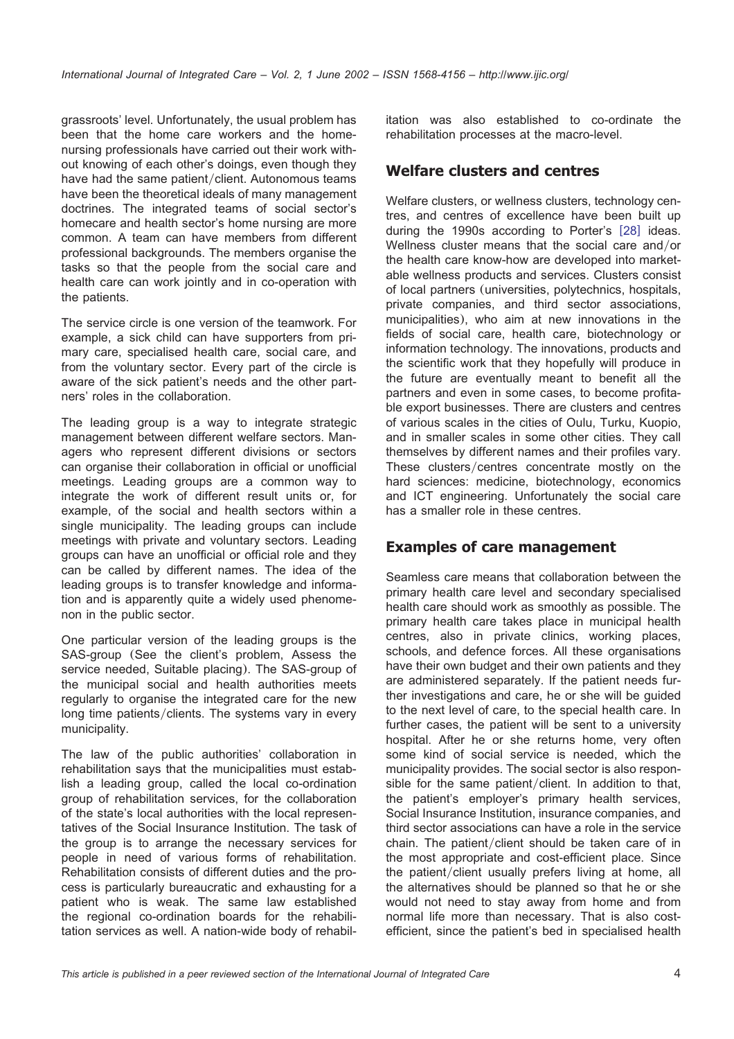grassroots' level. Unfortunately, the usual problem has been that the home care workers and the home-nursing professionals have carried out their work without knowing of each other's doings, even though they have had the same patient/client. Autonomous teams have been the theoretical ideals of many management doctrines. The integrated teams of social sector's homecare and health sector's home nursing are more common. A team can have members from different professional backgrounds. The members organise the tasks so that the people from the social care and health care can work jointly and in co-operation with the patients.

The service circle is one version of the teamwork. For example, a sick child can have supporters from primary care, specialised health care, social care, and from the voluntary sector. Every part of the circle is aware of the sick patient's needs and the other partners' roles in the collaboration.

The leading group is a way to integrate strategic management between different welfare sectors. Managers who represent different divisions or sectors can organise their collaboration in official or unofficial meetings. Leading groups are a common way to integrate the work of different result units or, for example, of the social and health sectors within a single municipality. The leading groups can include meetings with private and voluntary sectors. Leading groups can have an unofficial or official role and they can be called by different names. The idea of the leading groups is to transfer knowledge and information and is apparently quite a widely used phenomenon in the public sector.

One particular version of the leading groups is the SAS-group (See the client's problem, Assess the service needed, Suitable placing). The SAS-group of the municipal social and health authorities meets regularly to organise the integrated care for the new long time patients/clients. The systems vary in every municipality.

The law of the public authorities' collaboration in rehabilitation says that the municipalities must establish a leading group, called the local co-ordination group of rehabilitation services, for the collaboration of the state's local authorities with the local representatives of the Social Insurance Institution. The task of the group is to arrange the necessary services for people in need of various forms of rehabilitation. Rehabilitation consists of different duties and the process is particularly bureaucratic and exhausting for a patient who is weak. The same law established the regional co-ordination boards for the rehabilitation services as well. A nation-wide body of rehabilitation was also established to co-ordinate the rehabilitation processes at the macro-level.

## Welfare clusters and centres

Welfare clusters, or wellness clusters, technology centres, and centres of excellence have been built up during the 1990s according to Porter's [28] ideas. Wellness cluster means that the social care and/or the health care know-how are developed into marketable wellness products and services. Clusters consist of local partners (universities, polytechnics, hospitals, private companies, and third sector associations, municipalities), who aim at new innovations in the fields of social care, health care, biotechnology or information technology. The innovations, products and the scientific work that they hopefully will produce in the future are eventually meant to benefit all the partners and even in some cases, to become profitable export businesses. There are clusters and centres of various scales in the cities of Oulu, Turku, Kuopio, and in smaller scales in some other cities. They call themselves by different names and their profiles vary. These clusters/centres concentrate mostly on the hard sciences: medicine, biotechnology, economics and ICT engineering. Unfortunately the social care has a smaller role in these centres.

## Examples of care management

Seamless care means that collaboration between the primary health care level and secondary specialised health care should work as smoothly as possible. The primary health care takes place in municipal health centres, also in private clinics, working places, schools, and defence forces. All these organisations have their own budget and their own patients and they are administered separately. If the patient needs further investigations and care, he or she will be guided to the next level of care, to the special health care. In further cases, the patient will be sent to a university hospital. After he or she returns home, very often some kind of social service is needed, which the municipality provides. The social sector is also responsible for the same patient/client. In addition to that, the patient's employer's primary health services, Social Insurance Institution, insurance companies, and third sector associations can have a role in the service chain. The patient/client should be taken care of in the most appropriate and cost-efficient place. Since the patient/client usually prefers living at home, all the alternatives should be planned so that he or she would not need to stay away from home and from normal life more than necessary. That is also cost-efficient, since the patient's bed in specialised health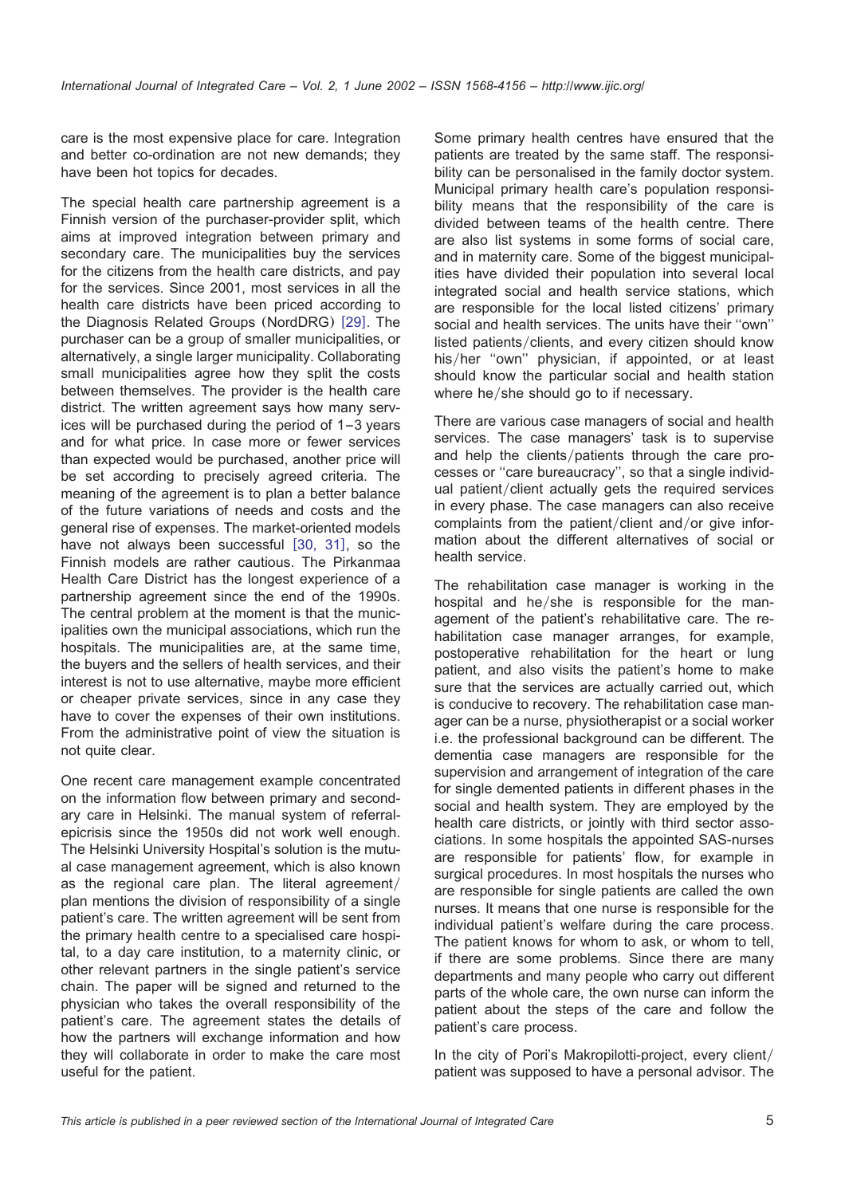care is the most expensive place for care. Integration and better co-ordination are not new demands; they have been hot topics for decades.

The special health care partnership agreement is a Finnish version of the purchaser-provider split, which aims at improved integration between primary and secondary care. The municipalities buy the services for the citizens from the health care districts, and pay for the services. Since 2001, most services in all the health care districts have been priced according to the Diagnosis Related Groups (NordDRG) [29]. The purchaser can be a group of smaller municipalities, or alternatively, a single larger municipality. Collaborating small municipalities agree how they split the costs between themselves. The provider is the health care district. The written agreement says how many services will be purchased during the period of 1–3 years and for what price. In case more or fewer services than expected would be purchased, another price will be set according to precisely agreed criteria. The meaning of the agreement is to plan a better balance of the future variations of needs and costs and the general rise of expenses. The market-oriented models have not always been successful [30, 31], so the Finnish models are rather cautious. The Pirkanmaa Health Care District has the longest experience of a partnership agreement since the end of the 1990s. The central problem at the moment is that the municipalities own the municipal associations, which run the hospitals. The municipalities are, at the same time, the buyers and the sellers of health services, and their interest is not to use alternative, maybe more efficient or cheaper private services, since in any case they have to cover the expenses of their own institutions. From the administrative point of view the situation is not quite clear.

One recent care management example concentrated on the information flow between primary and secondary care in Helsinki. The manual system of referral-epicrisis since the 1950s did not work well enough. The Helsinki University Hospital's solution is the mutual case management agreement, which is also known as the regional care plan. The literal agreement/plan mentions the division of responsibility of a single patient's care. The written agreement will be sent from the primary health centre to a specialised care hospital, to a day care institution, to a maternity clinic, or other relevant partners in the single patient's service chain. The paper will be signed and returned to the physician who takes the overall responsibility of the patient's care. The agreement states the details of how the partners will exchange information and how they will collaborate in order to make the care most useful for the patient.

Some primary health centres have ensured that the patients are treated by the same staff. The responsibility can be personalised in the family doctor system. Municipal primary health care's population responsibility means that the responsibility of the care is divided between teams of the health centre. There are also list systems in some forms of social care, and in maternity care. Some of the biggest municipalities have divided their population into several local integrated social and health service stations, which are responsible for the local listed citizens' primary social and health services. The units have their "own" listed patients/clients, and every citizen should know his/her "own" physician, if appointed, or at least should know the particular social and health station where he/she should go to if necessary.

There are various case managers of social and health services. The case managers' task is to supervise and help the clients/patients through the care processes or "care bureaucracy", so that a single individual patient/client actually gets the required services in every phase. The case managers can also receive complaints from the patient/client and/or give information about the different alternatives of social or health service.

The rehabilitation case manager is working in the hospital and he/she is responsible for the management of the patient's rehabilitative care. The rehabilitation case manager arranges, for example, postoperative rehabilitation for the heart or lung patient, and also visits the patient's home to make sure that the services are actually carried out, which is conducive to recovery. The rehabilitation case manager can be a nurse, physiotherapist or a social worker i.e. the professional background can be different. The dementia case managers are responsible for the supervision and arrangement of integration of the care for single demented patients in different phases in the social and health system. They are employed by the health care districts, or jointly with third sector associations. In some hospitals the appointed SAS-nurses are responsible for patients' flow, for example in surgical procedures. In most hospitals the nurses who are responsible for single patients are called the own nurses. It means that one nurse is responsible for the individual patient's welfare during the care process. The patient knows for whom to ask, or whom to tell, if there are some problems. Since there are many departments and many people who carry out different parts of the whole care, the own nurse can inform the patient about the steps of the care and follow the patient's care process.

In the city of Pori's Makropilotti-project, every client/patient was supposed to have a personal advisor. The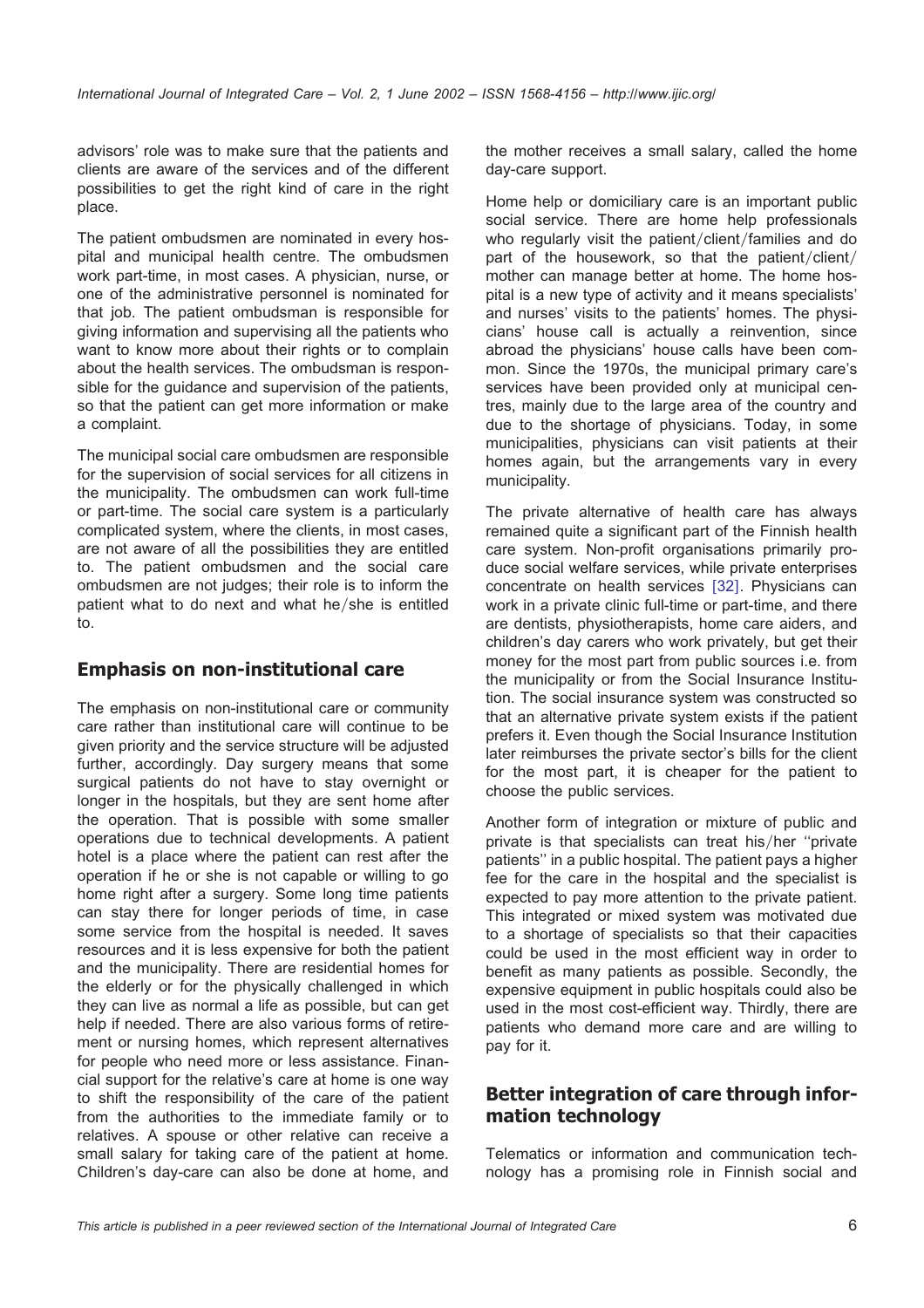advisors' role was to make sure that the patients and clients are aware of the services and of the different possibilities to get the right kind of care in the right place.

The patient ombudsmen are nominated in every hospital and municipal health centre. The ombudsmen work part-time, in most cases. A physician, nurse, or one of the administrative personnel is nominated for that job. The patient ombudsman is responsible for giving information and supervising all the patients who want to know more about their rights or to complain about the health services. The ombudsman is responsible for the guidance and supervision of the patients, so that the patient can get more information or make a complaint.

The municipal social care ombudsmen are responsible for the supervision of social services for all citizens in the municipality. The ombudsmen can work full-time or part-time. The social care system is a particularly complicated system, where the clients, in most cases, are not aware of all the possibilities they are entitled to. The patient ombudsmen and the social care ombudsmen are not judges; their role is to inform the patient what to do next and what he/she is entitled to.

## Emphasis on non-institutional care

The emphasis on non-institutional care or community care rather than institutional care will continue to be given priority and the service structure will be adjusted further, accordingly. Day surgery means that some surgical patients do not have to stay overnight or longer in the hospitals, but they are sent home after the operation. That is possible with some smaller operations due to technical developments. A patient hotel is a place where the patient can rest after the operation if he or she is not capable or willing to go home right after a surgery. Some long time patients can stay there for longer periods of time, in case some service from the hospital is needed. It saves resources and it is less expensive for both the patient and the municipality. There are residential homes for the elderly or for the physically challenged in which they can live as normal a life as possible, but can get help if needed. There are also various forms of retirement or nursing homes, which represent alternatives for people who need more or less assistance. Financial support for the relative's care at home is one way to shift the responsibility of the care of the patient from the authorities to the immediate family or to relatives. A spouse or other relative can receive a small salary for taking care of the patient at home. Children's day-care can also be done at home, and the mother receives a small salary, called the home day-care support.

Home help or domiciliary care is an important public social service. There are home help professionals who regularly visit the patient/client/families and do part of the housework, so that the patient/client/mother can manage better at home. The home hospital is a new type of activity and it means specialists' and nurses' visits to the patients' homes. The physicians' house call is actually a reinvention, since abroad the physicians' house calls have been common. Since the 1970s, the municipal primary care's services have been provided only at municipal centres, mainly due to the large area of the country and due to the shortage of physicians. Today, in some municipalities, physicians can visit patients at their homes again, but the arrangements vary in every municipality.

The private alternative of health care has always remained quite a significant part of the Finnish health care system. Non-profit organisations primarily produce social welfare services, while private enterprises concentrate on health services [32]. Physicians can work in a private clinic full-time or part-time, and there are dentists, physiotherapists, home care aiders, and children's day carers who work privately, but get their money for the most part from public sources i.e. from the municipality or from the Social Insurance Institution. The social insurance system was constructed so that an alternative private system exists if the patient prefers it. Even though the Social Insurance Institution later reimburses the private sector's bills for the client for the most part, it is cheaper for the patient to choose the public services.

Another form of integration or mixture of public and private is that specialists can treat his/her ''private patients'' in a public hospital. The patient pays a higher fee for the care in the hospital and the specialist is expected to pay more attention to the private patient. This integrated or mixed system was motivated due to a shortage of specialists so that their capacities could be used in the most efficient way in order to benefit as many patients as possible. Secondly, the expensive equipment in public hospitals could also be used in the most cost-efficient way. Thirdly, there are patients who demand more care and are willing to pay for it.

## Better integration of care through information technology

Telematics or information and communication technology has a promising role in Finnish social and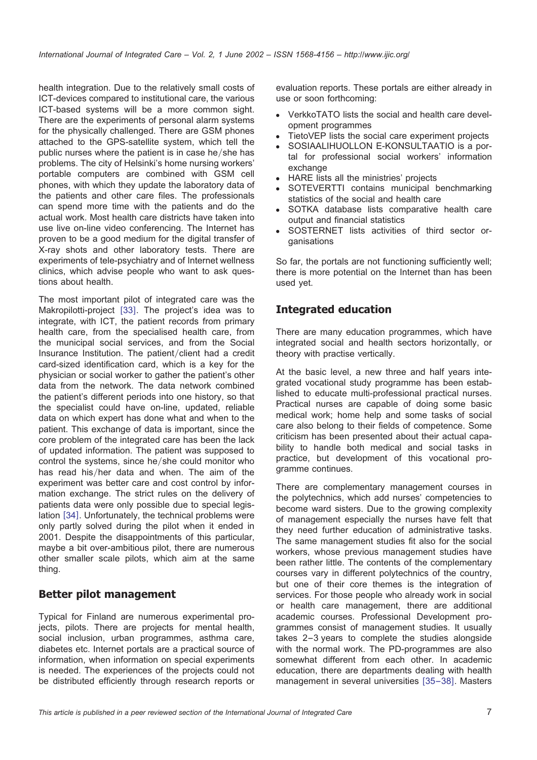health integration. Due to the relatively small costs of ICT-devices compared to institutional care, the various ICT-based systems will be a more common sight. There are the experiments of personal alarm systems for the physically challenged. There are GSM phones attached to the GPS-satellite system, which tell the public nurses where the patient is in case he/she has problems. The city of Helsinki's home nursing workers' portable computers are combined with GSM cell phones, with which they update the laboratory data of the patients and other care files. The professionals can spend more time with the patients and do the actual work. Most health care districts have taken into use live on-line video conferencing. The Internet has proven to be a good medium for the digital transfer of X-ray shots and other laboratory tests. There are experiments of tele-psychiatry and of Internet wellness clinics, which advise people who want to ask questions about health.

The most important pilot of integrated care was the Makropilotti-project [33]. The project's idea was to integrate, with ICT, the patient records from primary health care, from the specialised health care, from the municipal social services, and from the Social Insurance Institution. The patient/client had a credit card-sized identification card, which is a key for the physician or social worker to gather the patient's other data from the network. The data network combined the patient's different periods into one history, so that the specialist could have on-line, updated, reliable data on which expert has done what and when to the patient. This exchange of data is important, since the core problem of the integrated care has been the lack of updated information. The patient was supposed to control the systems, since he/she could monitor who has read his/her data and when. The aim of the experiment was better care and cost control by information exchange. The strict rules on the delivery of patients data were only possible due to special legislation [34]. Unfortunately, the technical problems were only partly solved during the pilot when it ended in 2001. Despite the disappointments of this particular, maybe a bit over-ambitious pilot, there are numerous other smaller scale pilots, which aim at the same thing.

## Better pilot management

Typical for Finland are numerous experimental projects, pilots. There are projects for mental health, social inclusion, urban programmes, asthma care, diabetes etc. Internet portals are a practical source of information, when information on special experiments is needed. The experiences of the projects could not be distributed efficiently through research reports or evaluation reports. These portals are either already in use or soon forthcoming:

- VerkkoTATO lists the social and health care development programmes
- TietoVEP lists the social care experiment projects
- SOSIAALIHUOLLON E-KONSULTAATIO is a portal for professional social workers' information exchange
- HARE lists all the ministries' projects
- SOTEVERTTI contains municipal benchmarking statistics of the social and health care
- SOTKA database lists comparative health care output and financial statistics
- SOSTERNET lists activities of third sector organisations

So far, the portals are not functioning sufficiently well; there is more potential on the Internet than has been used yet.

## Integrated education

There are many education programmes, which have integrated social and health sectors horizontally, or theory with practise vertically.

At the basic level, a new three and half years integrated vocational study programme has been established to educate multi-professional practical nurses. Practical nurses are capable of doing some basic medical work; home help and some tasks of social care also belong to their fields of competence. Some criticism has been presented about their actual capability to handle both medical and social tasks in practice, but development of this vocational programme continues.

There are complementary management courses in the polytechnics, which add nurses' competencies to become ward sisters. Due to the growing complexity of management especially the nurses have felt that they need further education of administrative tasks. The same management studies fit also for the social workers, whose previous management studies have been rather little. The contents of the complementary courses vary in different polytechnics of the country, but one of their core themes is the integration of services. For those people who already work in social or health care management, there are additional academic courses. Professional Development programmes consist of management studies. It usually takes 2–3 years to complete the studies alongside with the normal work. The PD-programmes are also somewhat different from each other. In academic education, there are departments dealing with health management in several universities [35–38]. Masters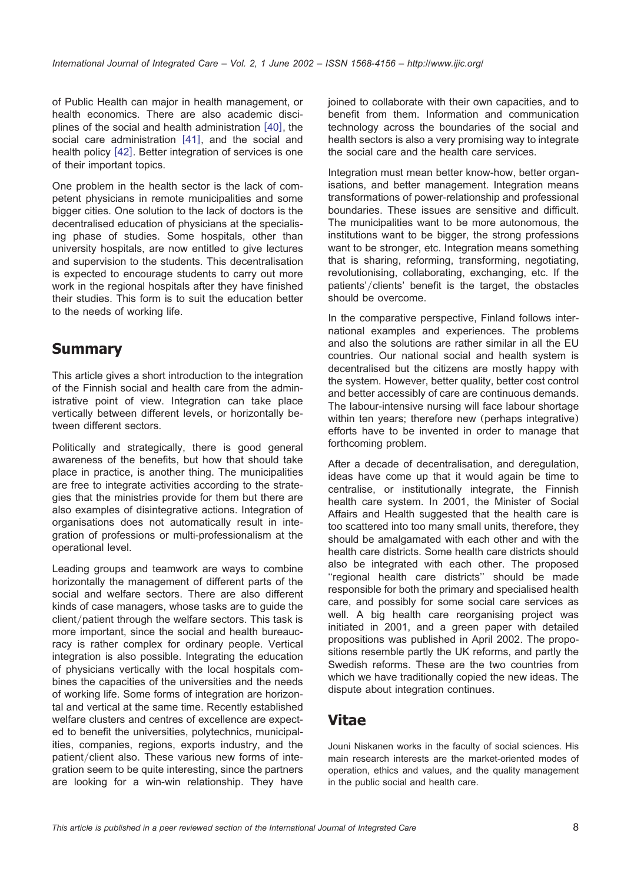of Public Health can major in health management, or health economics. There are also academic disciplines of the social and health administration [40], the social care administration [41], and the social and health policy [42]. Better integration of services is one of their important topics.

One problem in the health sector is the lack of competent physicians in remote municipalities and some bigger cities. One solution to the lack of doctors is the decentralised education of physicians at the specialising phase of studies. Some hospitals, other than university hospitals, are now entitled to give lectures and supervision to the students. This decentralisation is expected to encourage students to carry out more work in the regional hospitals after they have finished their studies. This form is to suit the education better to the needs of working life.

## Summary

This article gives a short introduction to the integration of the Finnish social and health care from the administrative point of view. Integration can take place vertically between different levels, or horizontally between different sectors.

Politically and strategically, there is good general awareness of the benefits, but how that should take place in practice, is another thing. The municipalities are free to integrate activities according to the strategies that the ministries provide for them but there are also examples of disintegrative actions. Integration of organisations does not automatically result in integration of professions or multi-professionalism at the operational level.

Leading groups and teamwork are ways to combine horizontally the management of different parts of the social and welfare sectors. There are also different kinds of case managers, whose tasks are to guide the client/patient through the welfare sectors. This task is more important, since the social and health bureaucracy is rather complex for ordinary people. Vertical integration is also possible. Integrating the education of physicians vertically with the local hospitals combines the capacities of the universities and the needs of working life. Some forms of integration are horizontal and vertical at the same time. Recently established welfare clusters and centres of excellence are expected to benefit the universities, polytechnics, municipalities, companies, regions, exports industry, and the patient/client also. These various new forms of integration seem to be quite interesting, since the partners are looking for a win-win relationship. They have joined to collaborate with their own capacities, and to benefit from them. Information and communication technology across the boundaries of the social and health sectors is also a very promising way to integrate the social care and the health care services.

Integration must mean better know-how, better organisations, and better management. Integration means transformations of power-relationship and professional boundaries. These issues are sensitive and difficult. The municipalities want to be more autonomous, the institutions want to be bigger, the strong professions want to be stronger, etc. Integration means something that is sharing, reforming, transforming, negotiating, revolutionising, collaborating, exchanging, etc. If the patients'/clients' benefit is the target, the obstacles should be overcome.

In the comparative perspective, Finland follows international examples and experiences. The problems and also the solutions are rather similar in all the EU countries. Our national social and health system is decentralised but the citizens are mostly happy with the system. However, better quality, better cost control and better accessibly of care are continuous demands. The labour-intensive nursing will face labour shortage within ten years; therefore new (perhaps integrative) efforts have to be invented in order to manage that forthcoming problem.

After a decade of decentralisation, and deregulation, ideas have come up that it would again be time to centralise, or institutionally integrate, the Finnish health care system. In 2001, the Minister of Social Affairs and Health suggested that the health care is too scattered into too many small units, therefore, they should be amalgamated with each other and with the health care districts. Some health care districts should also be integrated with each other. The proposed "regional health care districts" should be made responsible for both the primary and specialised health care, and possibly for some social care services as well. A big health care reorganising project was initiated in 2001, and a green paper with detailed propositions was published in April 2002. The propositions resemble partly the UK reforms, and partly the Swedish reforms. These are the two countries from which we have traditionally copied the new ideas. The dispute about integration continues.

## Vitae

Jouni Niskanen works in the faculty of social sciences. His main research interests are the market-oriented modes of operation, ethics and values, and the quality management in the public social and health care.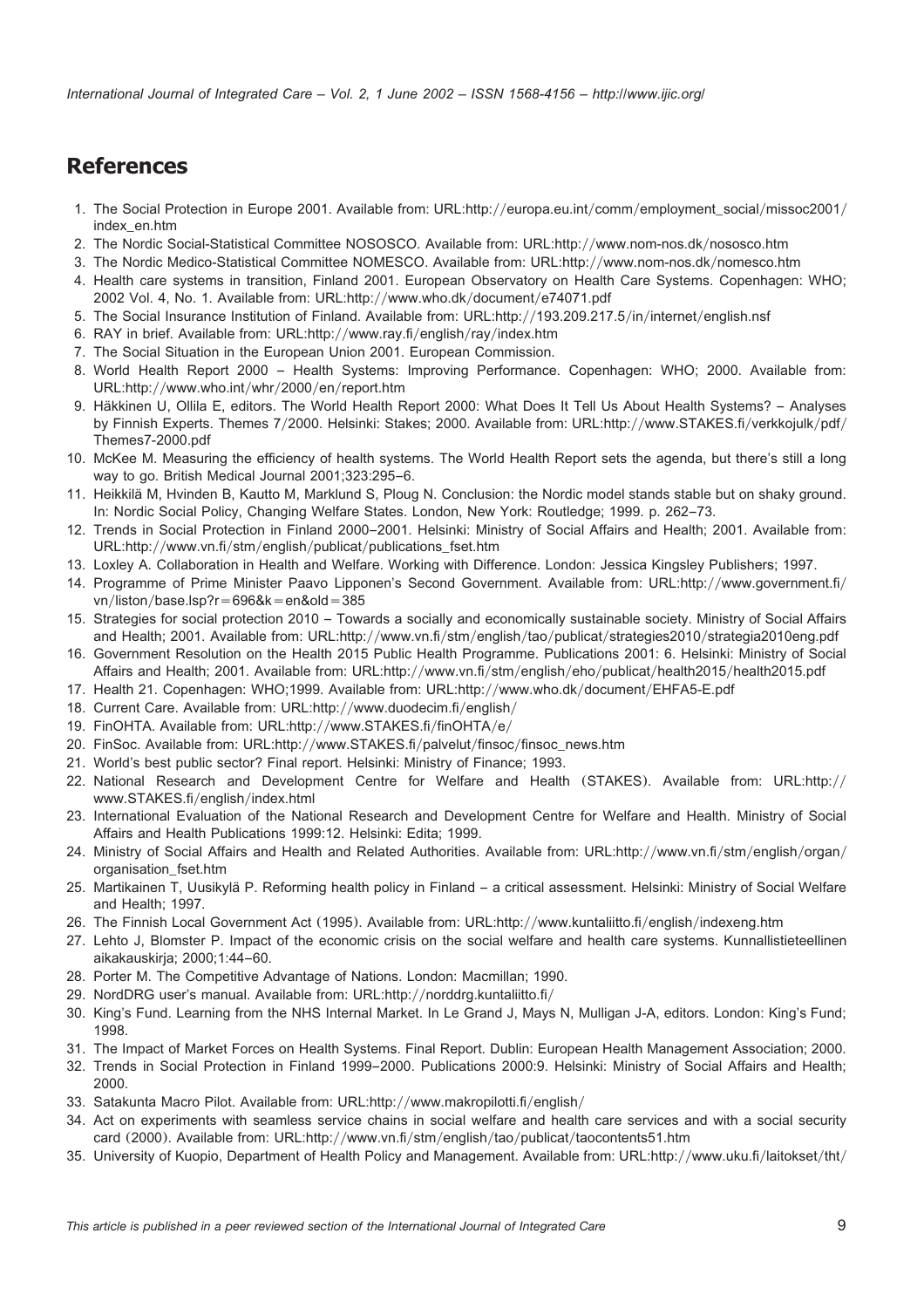## References

1. The Social Protection in Europe 2001. Available from: URL:http://europa.eu.int/comm/employment_social/missoc2001/index_en.htm
2. The Nordic Social-Statistical Committee NOSOSCO. Available from: URL:http://www.nom-nos.dk/nososco.htm
3. The Nordic Medico-Statistical Committee NOMESCO. Available from: URL:http://www.nom-nos.dk/nomesco.htm
4. Health care systems in transition, Finland 2001. European Observatory on Health Care Systems. Copenhagen: WHO; 2002 Vol. 4, No. 1. Available from: URL:http://www.who.dk/document/e74071.pdf
5. The Social Insurance Institution of Finland. Available from: URL:http://193.209.217.5/in/internet/english.nsf
6. RAY in brief. Available from: URL:http://www.ray.fi/english/ray/index.htm
7. The Social Situation in the European Union 2001. European Commission.
8. World Health Report 2000 – Health Systems: Improving Performance. Copenhagen: WHO; 2000. Available from: URL:http://www.who.int/whr/2000/en/report.htm
9. Häkkinen U, Ollila E, editors. The World Health Report 2000: What Does It Tell Us About Health Systems? – Analyses by Finnish Experts. Themes 7/2000. Helsinki: Stakes; 2000. Available from: URL:http://www.STAKES.fi/verkkojulk/pdf/Themes7-2000.pdf
10. McKee M. Measuring the efficiency of health systems. The World Health Report sets the agenda, but there's still a long way to go. British Medical Journal 2001;323:295–6.
11. Heikkilä M, Hvinden B, Kautto M, Marklund S, Ploug N. Conclusion: the Nordic model stands stable but on shaky ground. In: Nordic Social Policy, Changing Welfare States. London, New York: Routledge; 1999. p. 262–73.
12. Trends in Social Protection in Finland 2000–2001. Helsinki: Ministry of Social Affairs and Health; 2001. Available from: URL:http://www.vn.fi/stm/english/publicat/publications_fset.htm
13. Loxley A. Collaboration in Health and Welfare. Working with Difference. London: Jessica Kingsley Publishers; 1997.
14. Programme of Prime Minister Paavo Lipponen's Second Government. Available from: URL:http://www.government.fi/vn/liston/base.lsp?r=696&k=en&old=385
15. Strategies for social protection 2010 – Towards a socially and economically sustainable society. Ministry of Social Affairs and Health; 2001. Available from: URL:http://www.vn.fi/stm/english/tao/publicat/strategies2010/strategia2010eng.pdf
16. Government Resolution on the Health 2015 Public Health Programme. Publications 2001: 6. Helsinki: Ministry of Social Affairs and Health; 2001. Available from: URL:http://www.vn.fi/stm/english/eho/publicat/health2015/health2015.pdf
17. Health 21. Copenhagen: WHO;1999. Available from: URL:http://www.who.dk/document/EHFA5-E.pdf
18. Current Care. Available from: URL:http://www.duodecim.fi/english/
19. FinOHTA. Available from: URL:http://www.STAKES.fi/finOHTA/e/
20. FinSoc. Available from: URL:http://www.STAKES.fi/palvelut/finsoc/finsoc_news.htm
21. World's best public sector? Final report. Helsinki: Ministry of Finance; 1993.
22. National Research and Development Centre for Welfare and Health (STAKES). Available from: URL:http://www.STAKES.fi/english/index.html
23. International Evaluation of the National Research and Development Centre for Welfare and Health. Ministry of Social Affairs and Health Publications 1999:12. Helsinki: Edita; 1999.
24. Ministry of Social Affairs and Health and Related Authorities. Available from: URL:http://www.vn.fi/stm/english/organ/organisation_fset.htm
25. Martikainen T, Uusikylä P. Reforming health policy in Finland – a critical assessment. Helsinki: Ministry of Social Welfare and Health; 1997.
26. The Finnish Local Government Act (1995). Available from: URL:http://www.kuntaliitto.fi/english/indexeng.htm
27. Lehto J, Blomster P. Impact of the economic crisis on the social welfare and health care systems. Kunnallistieteellinen aikakauskirja; 2000;1:44–60.
28. Porter M. The Competitive Advantage of Nations. London: Macmillan; 1990.
29. NordDRG user's manual. Available from: URL:http://norddrg.kuntaliitto.fi/
30. King's Fund. Learning from the NHS Internal Market. In Le Grand J, Mays N, Mulligan J-A, editors. London: King's Fund; 1998.
31. The Impact of Market Forces on Health Systems. Final Report. Dublin: European Health Management Association; 2000.
32. Trends in Social Protection in Finland 1999–2000. Publications 2000:9. Helsinki: Ministry of Social Affairs and Health; 2000.
33. Satakunta Macro Pilot. Available from: URL:http://www.makropilotti.fi/english/
34. Act on experiments with seamless service chains in social welfare and health care services and with a social security card (2000). Available from: URL:http://www.vn.fi/stm/english/tao/publicat/taocontents51.htm
35. University of Kuopio, Department of Health Policy and Management. Available from: URL:http://www.uku.fi/laitokset/tht/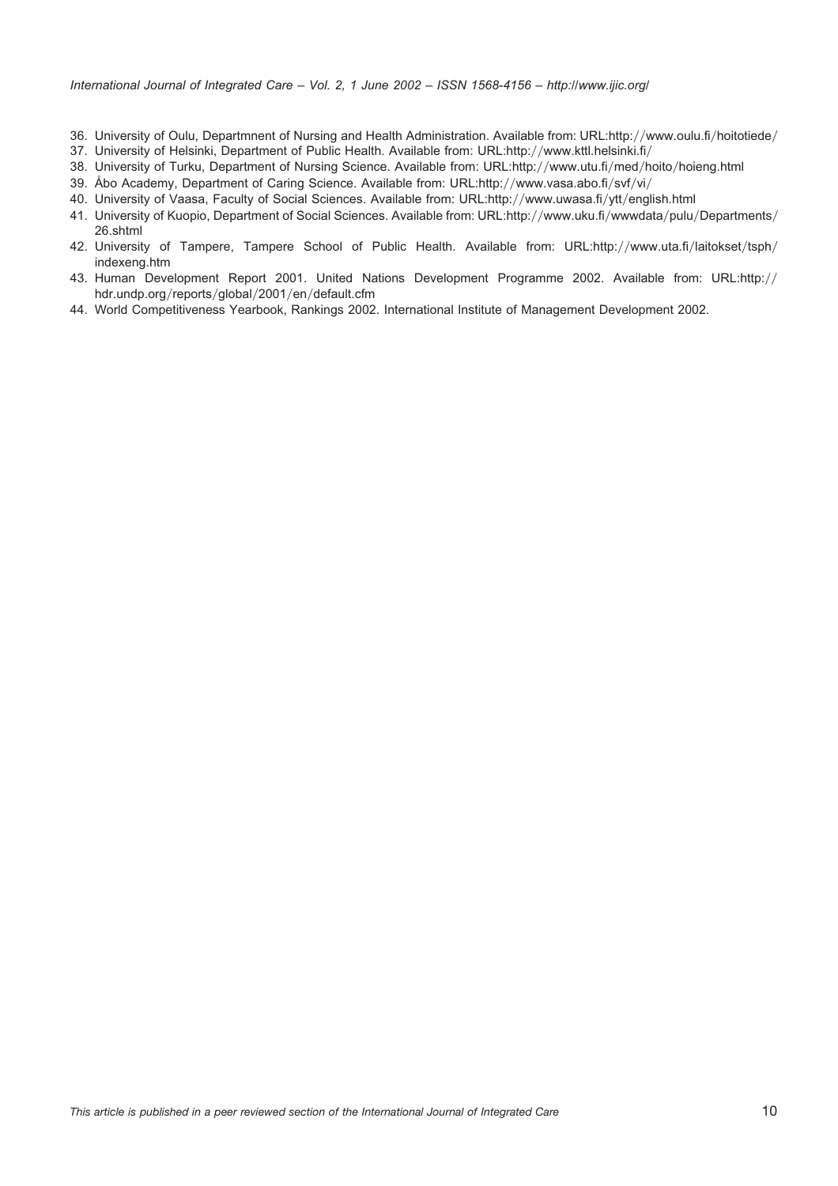36. University of Oulu, Departmnent of Nursing and Health Administration. Available from: URL:http://www.oulu.fi/hoitotiede/
37. University of Helsinki, Department of Public Health. Available from: URL:http://www.kttl.helsinki.fi/
38. University of Turku, Department of Nursing Science. Available from: URL:http://www.utu.fi/med/hoito/hoieng.html
39. Åbo Academy, Department of Caring Science. Available from: URL:http://www.vasa.abo.fi/svf/vi/
40. University of Vaasa, Faculty of Social Sciences. Available from: URL:http://www.uwasa.fi/ytt/english.html
41. University of Kuopio, Department of Social Sciences. Available from: URL:http://www.uku.fi/wwwdata/pulu/Departments/26.shtml
42. University of Tampere, Tampere School of Public Health. Available from: URL:http://www.uta.fi/laitokset/tsph/indexeng.htm
43. Human Development Report 2001. United Nations Development Programme 2002. Available from: URL:http://hdr.undp.org/reports/global/2001/en/default.cfm
44. World Competitiveness Yearbook, Rankings 2002. International Institute of Management Development 2002.

*This article is published in a peer reviewed section of the International Journal of Integrated Care*